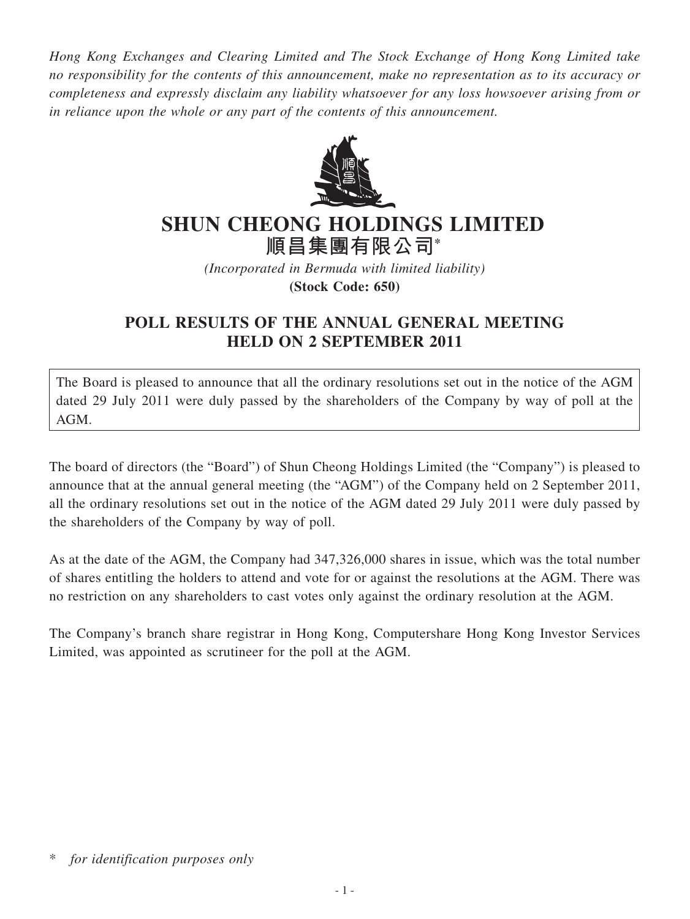*Hong Kong Exchanges and Clearing Limited and The Stock Exchange of Hong Kong Limited take no responsibility for the contents of this announcement, make no representation as to its accuracy or completeness and expressly disclaim any liability whatsoever for any loss howsoever arising from or in reliance upon the whole or any part of the contents of this announcement.*

# SHUN CHEONG HOLDINGS LIMITED
# 順昌集團有限公司*

*(Incorporated in Bermuda with limited liability)*
**(Stock Code: 650)**

## POLL RESULTS OF THE ANNUAL GENERAL MEETING HELD ON 2 SEPTEMBER 2011

The Board is pleased to announce that all the ordinary resolutions set out in the notice of the AGM dated 29 July 2011 were duly passed by the shareholders of the Company by way of poll at the AGM.

The board of directors (the "Board") of Shun Cheong Holdings Limited (the "Company") is pleased to announce that at the annual general meeting (the "AGM") of the Company held on 2 September 2011, all the ordinary resolutions set out in the notice of the AGM dated 29 July 2011 were duly passed by the shareholders of the Company by way of poll.

As at the date of the AGM, the Company had 347,326,000 shares in issue, which was the total number of shares entitling the holders to attend and vote for or against the resolutions at the AGM. There was no restriction on any shareholders to cast votes only against the ordinary resolution at the AGM.

The Company's branch share registrar in Hong Kong, Computershare Hong Kong Investor Services Limited, was appointed as scrutineer for the poll at the AGM.

\* *for identification purposes only*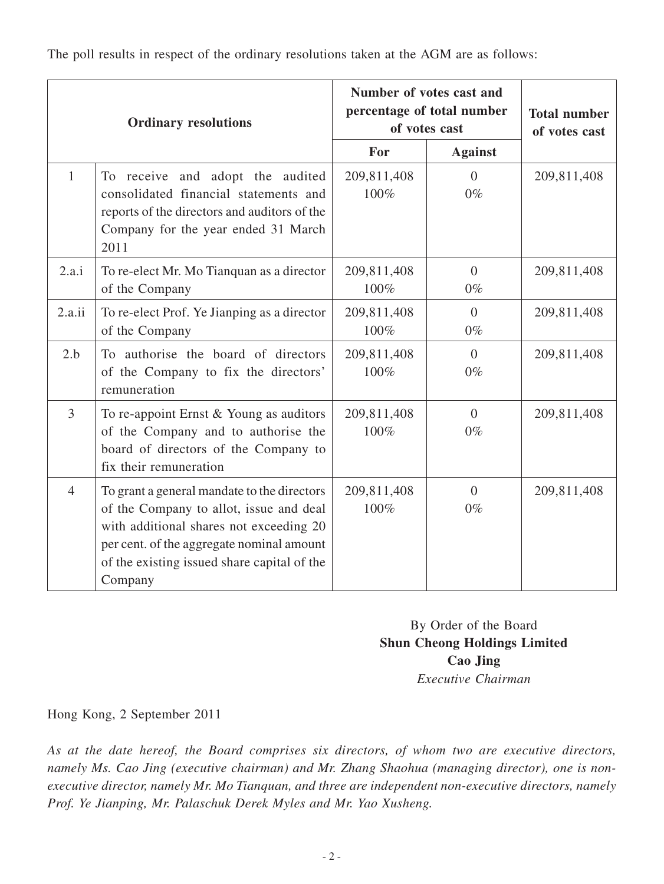The poll results in respect of the ordinary resolutions taken at the AGM are as follows:

| Ordinary resolutions | | Number of votes cast and percentage of total number of votes cast | | Total number of votes cast |
|---|---|---|---|---|
| | | **For** | **Against** | |
| 1 | To receive and adopt the audited consolidated financial statements and reports of the directors and auditors of the Company for the year ended 31 March 2011 | 209,811,408<br>100% | 0<br>0% | 209,811,408 |
| 2.a.i | To re-elect Mr. Mo Tianquan as a director of the Company | 209,811,408<br>100% | 0<br>0% | 209,811,408 |
| 2.a.ii | To re-elect Prof. Ye Jianping as a director of the Company | 209,811,408<br>100% | 0<br>0% | 209,811,408 |
| 2.b | To authorise the board of directors of the Company to fix the directors' remuneration | 209,811,408<br>100% | 0<br>0% | 209,811,408 |
| 3 | To re-appoint Ernst & Young as auditors of the Company and to authorise the board of directors of the Company to fix their remuneration | 209,811,408<br>100% | 0<br>0% | 209,811,408 |
| 4 | To grant a general mandate to the directors of the Company to allot, issue and deal with additional shares not exceeding 20 per cent. of the aggregate nominal amount of the existing issued share capital of the Company | 209,811,408<br>100% | 0<br>0% | 209,811,408 |

By Order of the Board
**Shun Cheong Holdings Limited**
**Cao Jing**
*Executive Chairman*

Hong Kong, 2 September 2011

*As at the date hereof, the Board comprises six directors, of whom two are executive directors, namely Ms. Cao Jing (executive chairman) and Mr. Zhang Shaohua (managing director), one is non-executive director, namely Mr. Mo Tianquan, and three are independent non-executive directors, namely Prof. Ye Jianping, Mr. Palaschuk Derek Myles and Mr. Yao Xusheng.*